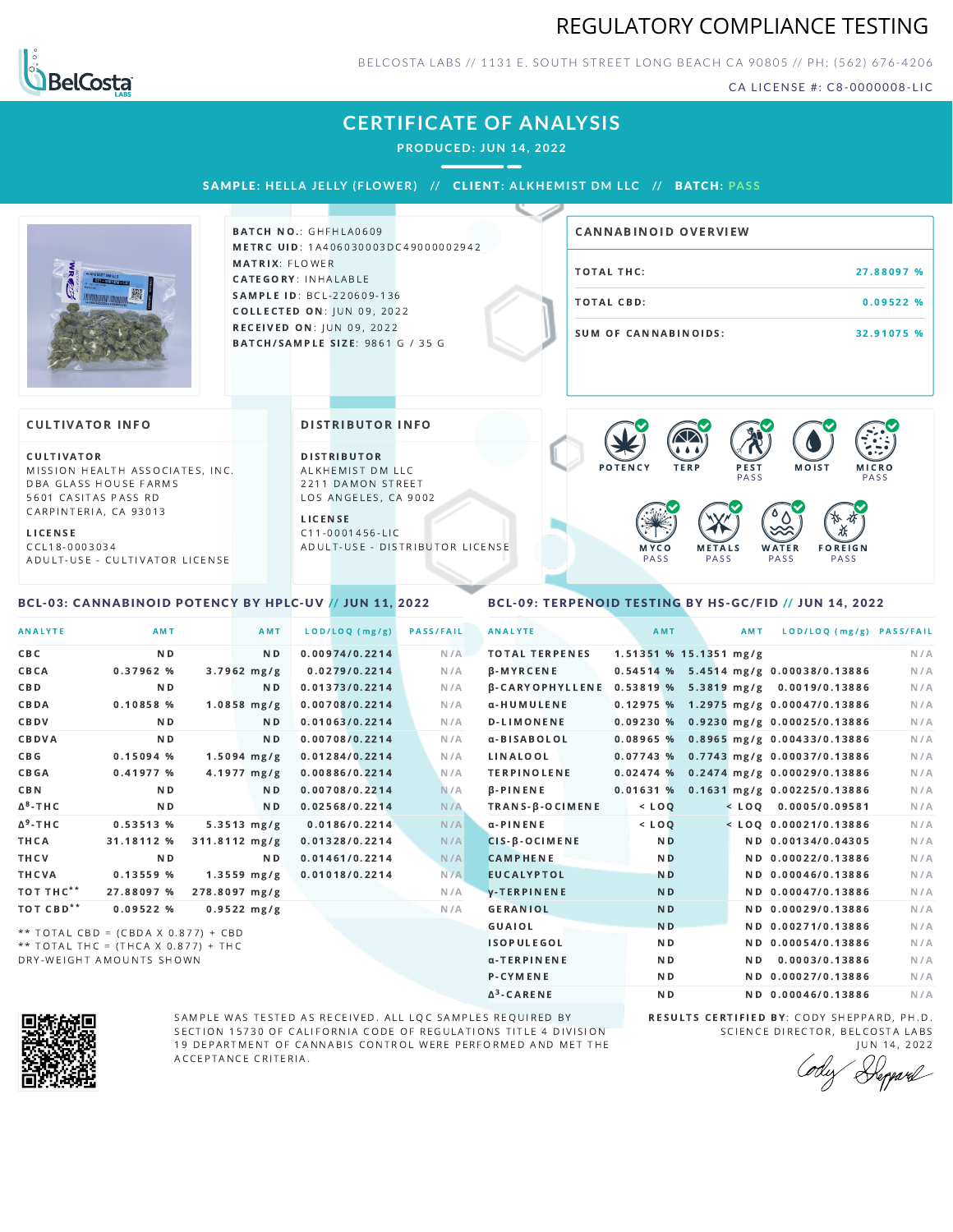# REGULATORY COMPLIANCE TESTING

BELCOSTA LABS // 1131 E. SOUTH STREET LONG BEACH CA 90805 // PH: (562) 676-4206

CA LICENSE #: C8-0000008-LIC

## CERTIFICATE OF ANALYSIS

**PRODUCED: JUN 14, 2022**

**SAMPLE: HELLA JELLY (FLOWER) // CLIENT: ALKHEMIST DM LLC // BATCH: PASS**

**BATCH NO.**: GHFHLA0609
**METRC UID**: 1A406030003DC49000002942
**MATRIX**: FLOWER
**CATEGORY**: INHALABLE
**SAMPLE ID**: BCL-220609-136
**COLLECTED ON**: JUN 09, 2022
**RECEIVED ON**: JUN 09, 2022
**BATCH/SAMPLE SIZE**: 9861 G / 35 G

### CANNABINOID OVERVIEW

| | |
|---|---|
| TOTAL THC: | 27.88097 % |
| TOTAL CBD: | 0.09522 % |
| SUM OF CANNABINOIDS: | 32.91075 % |

### CULTIVATOR INFO

**CULTIVATOR**
MISSION HEALTH ASSOCIATES, INC.
DBA GLASS HOUSE FARMS
5601 CASITAS PASS RD
CARPINTERIA, CA 93013

**LICENSE**
CCL18-0003034
ADULT-USE - CULTIVATOR LICENSE

### DISTRIBUTOR INFO

**DISTRIBUTOR**
ALKHEMIST DM LLC
2211 DAMON STREET
LOS ANGELES, CA 9002

**LICENSE**
C11-0001456-LIC
ADULT-USE - DISTRIBUTOR LICENSE

POTENCY | TERP | PEST PASS | MOIST | MICRO PASS | MYCO PASS | METALS PASS | WATER PASS | FOREIGN PASS

### BCL-03: CANNABINOID POTENCY BY HPLC-UV // JUN 11, 2022

| ANALYTE | AMT | AMT | LOD/LOQ (mg/g) | PASS/FAIL |
|---|---|---|---|---|
| CBC | ND | ND | 0.00974/0.2214 | N/A |
| CBCA | 0.37962 % | 3.7962 mg/g | 0.0279/0.2214 | N/A |
| CBD | ND | ND | 0.01373/0.2214 | N/A |
| CBDA | 0.10858 % | 1.0858 mg/g | 0.00708/0.2214 | N/A |
| CBDV | ND | ND | 0.01063/0.2214 | N/A |
| CBDVA | ND | ND | 0.00708/0.2214 | N/A |
| CBG | 0.15094 % | 1.5094 mg/g | 0.01284/0.2214 | N/A |
| CBGA | 0.41977 % | 4.1977 mg/g | 0.00886/0.2214 | N/A |
| CBN | ND | ND | 0.00708/0.2214 | N/A |
| $\Delta^8$-THC | ND | ND | 0.02568/0.2214 | N/A |
| $\Delta^9$-THC | 0.53513 % | 5.3513 mg/g | 0.0186/0.2214 | N/A |
| THCA | 31.18112 % | 311.8112 mg/g | 0.01328/0.2214 | N/A |
| THCV | ND | ND | 0.01461/0.2214 | N/A |
| THCVA | 0.13559 % | 1.3559 mg/g | 0.01018/0.2214 | N/A |
| TOT THC** | 27.88097 % | 278.8097 mg/g | | N/A |
| TOT CBD** | 0.09522 % | 0.9522 mg/g | | N/A |

** TOTAL CBD = (CBDA X 0.877) + CBD
** TOTAL THC = (THCA X 0.877) + THC
DRY-WEIGHT AMOUNTS SHOWN

### BCL-09: TERPENOID TESTING BY HS-GC/FID // JUN 14, 2022

| ANALYTE | AMT | AMT | LOD/LOQ (mg/g) | PASS/FAIL |
|---|---|---|---|---|
| TOTAL TERPENES | 1.51351 % | 15.1351 mg/g | | N/A |
| β-MYRCENE | 0.54514 % | 5.4514 mg/g | 0.00038/0.13886 | N/A |
| β-CARYOPHYLLENE | 0.53819 % | 5.3819 mg/g | 0.0019/0.13886 | N/A |
| α-HUMULENE | 0.12975 % | 1.2975 mg/g | 0.00047/0.13886 | N/A |
| D-LIMONENE | 0.09230 % | 0.9230 mg/g | 0.00025/0.13886 | N/A |
| α-BISABOLOL | 0.08965 % | 0.8965 mg/g | 0.00433/0.13886 | N/A |
| LINALOOL | 0.07743 % | 0.7743 mg/g | 0.00037/0.13886 | N/A |
| TERPINOLENE | 0.02474 % | 0.2474 mg/g | 0.00029/0.13886 | N/A |
| β-PINENE | 0.01631 % | 0.1631 mg/g | 0.00225/0.13886 | N/A |
| TRANS-β-OCIMENE | < LOQ | < LOQ | 0.0005/0.09581 | N/A |
| α-PINENE | < LOQ | < LOQ | 0.00021/0.13886 | N/A |
| CIS-β-OCIMENE | ND | ND | 0.00134/0.04305 | N/A |
| CAMPHENE | ND | ND | 0.00022/0.13886 | N/A |
| EUCALYPTOL | ND | ND | 0.00046/0.13886 | N/A |
| γ-TERPINENE | ND | ND | 0.00047/0.13886 | N/A |
| GERANIOL | ND | ND | 0.00029/0.13886 | N/A |
| GUAIOL | ND | ND | 0.00271/0.13886 | N/A |
| ISOPULEGOL | ND | ND | 0.00054/0.13886 | N/A |
| α-TERPINENE | ND | ND | 0.0003/0.13886 | N/A |
| P-CYMENE | ND | ND | 0.00027/0.13886 | N/A |
| $\Delta^3$-CARENE | ND | ND | 0.00046/0.13886 | N/A |

SAMPLE WAS TESTED AS RECEIVED. ALL LQC SAMPLES REQUIRED BY SECTION 15730 OF CALIFORNIA CODE OF REGULATIONS TITLE 4 DIVISION 19 DEPARTMENT OF CANNABIS CONTROL WERE PERFORMED AND MET THE ACCEPTANCE CRITERIA.

**RESULTS CERTIFIED BY**: CODY SHEPPARD, PH.D.
SCIENCE DIRECTOR, BELCOSTA LABS
JUN 14, 2022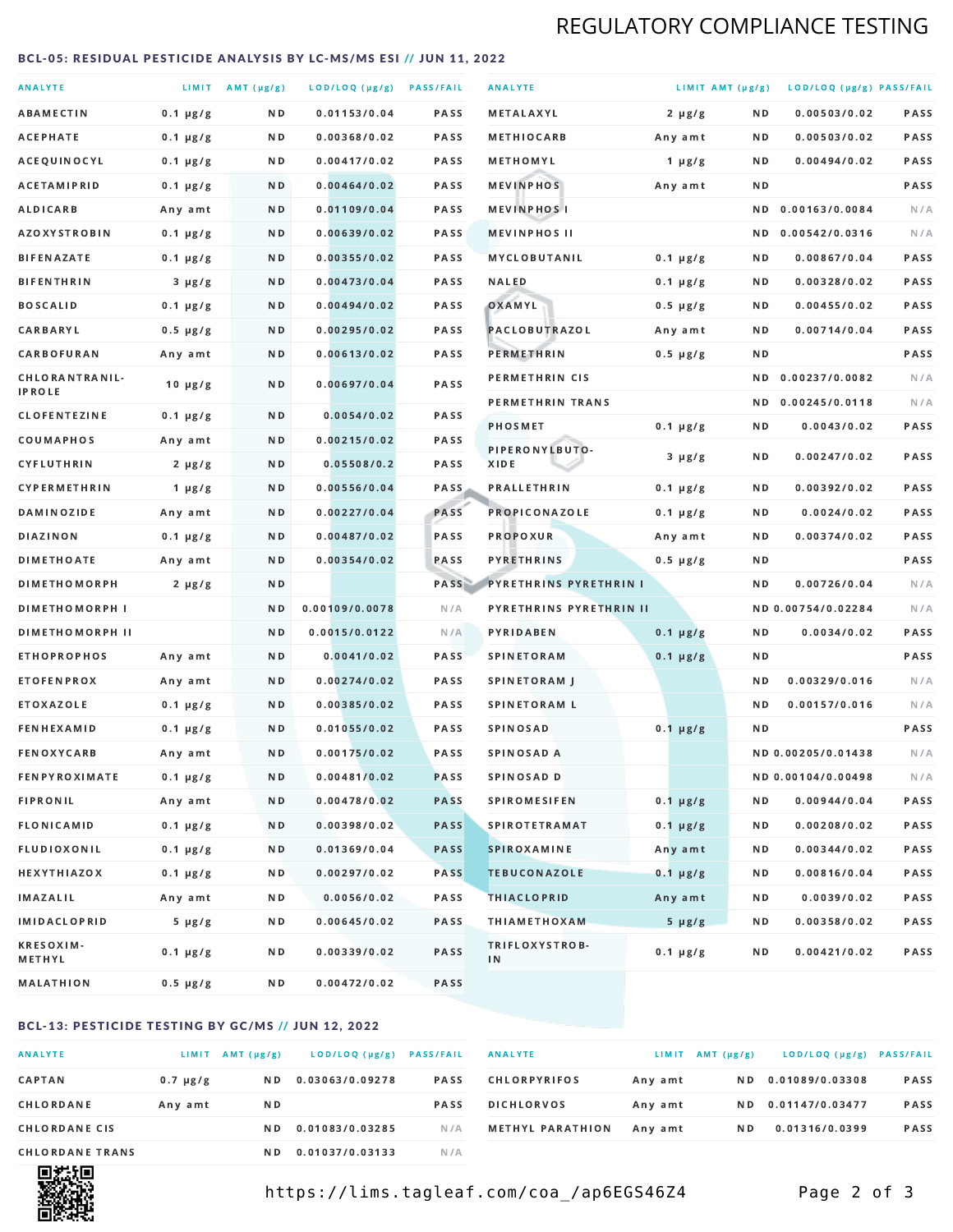## REGULATORY COMPLIANCE TESTING

### BCL-05: RESIDUAL PESTICIDE ANALYSIS BY LC-MS/MS ESI // JUN 11, 2022

| ANALYTE | LIMIT | AMT (µg/g) | LOD/LOQ (µg/g) | PASS/FAIL |
|---|---|---|---|---|
| ABAMECTIN | 0.1 µg/g | ND | 0.01153/0.04 | PASS |
| ACEPHATE | 0.1 µg/g | ND | 0.00368/0.02 | PASS |
| ACEQUINOCYL | 0.1 µg/g | ND | 0.00417/0.02 | PASS |
| ACETAMIPRID | 0.1 µg/g | ND | 0.00464/0.02 | PASS |
| ALDICARB | Any amt | ND | 0.01109/0.04 | PASS |
| AZOXYSTROBIN | 0.1 µg/g | ND | 0.00639/0.02 | PASS |
| BIFENAZATE | 0.1 µg/g | ND | 0.00355/0.02 | PASS |
| BIFENTHRIN | 3 µg/g | ND | 0.00473/0.04 | PASS |
| BOSCALID | 0.1 µg/g | ND | 0.00494/0.02 | PASS |
| CARBARYL | 0.5 µg/g | ND | 0.00295/0.02 | PASS |
| CARBOFURAN | Any amt | ND | 0.00613/0.02 | PASS |
| CHLORANTRANIL-IPROLE | 10 µg/g | ND | 0.00697/0.04 | PASS |
| CLOFENTEZINE | 0.1 µg/g | ND | 0.0054/0.02 | PASS |
| COUMAPHOS | Any amt | ND | 0.00215/0.02 | PASS |
| CYFLUTHRIN | 2 µg/g | ND | 0.05508/0.2 | PASS |
| CYPERMETHRIN | 1 µg/g | ND | 0.00556/0.04 | PASS |
| DAMINOZIDE | Any amt | ND | 0.00227/0.04 | PASS |
| DIAZINON | 0.1 µg/g | ND | 0.00487/0.02 | PASS |
| DIMETHOATE | Any amt | ND | 0.00354/0.02 | PASS |
| DIMETHOMORPH | 2 µg/g | ND | | PASS |
| DIMETHOMORPH I | | ND | 0.00109/0.0078 | N/A |
| DIMETHOMORPH II | | ND | 0.0015/0.0122 | N/A |
| ETHOPROPHOS | Any amt | ND | 0.0041/0.02 | PASS |
| ETOFENPROX | Any amt | ND | 0.00274/0.02 | PASS |
| ETOXAZOLE | 0.1 µg/g | ND | 0.00385/0.02 | PASS |
| FENHEXAMID | 0.1 µg/g | ND | 0.01055/0.02 | PASS |
| FENOXYCARB | Any amt | ND | 0.00175/0.02 | PASS |
| FENPYROXIMATE | 0.1 µg/g | ND | 0.00481/0.02 | PASS |
| FIPRONIL | Any amt | ND | 0.00478/0.02 | PASS |
| FLONICAMID | 0.1 µg/g | ND | 0.00398/0.02 | PASS |
| FLUDIOXONIL | 0.1 µg/g | ND | 0.01369/0.04 | PASS |
| HEXYTHIAZOX | 0.1 µg/g | ND | 0.00297/0.02 | PASS |
| IMAZALIL | Any amt | ND | 0.0056/0.02 | PASS |
| IMIDACLOPRID | 5 µg/g | ND | 0.00645/0.02 | PASS |
| KRESOXIM-METHYL | 0.1 µg/g | ND | 0.00339/0.02 | PASS |
| MALATHION | 0.5 µg/g | ND | 0.00472/0.02 | PASS |
| METALAXYL | 2 µg/g | ND | 0.00503/0.02 | PASS |
| METHIOCARB | Any amt | ND | 0.00503/0.02 | PASS |
| METHOMYL | 1 µg/g | ND | 0.00494/0.02 | PASS |
| MEVINPHOS | Any amt | ND | | PASS |
| MEVINPHOS I | | ND | 0.00163/0.0084 | N/A |
| MEVINPHOS II | | ND | 0.00542/0.0316 | N/A |
| MYCLOBUTANIL | 0.1 µg/g | ND | 0.00867/0.04 | PASS |
| NALED | 0.1 µg/g | ND | 0.00328/0.02 | PASS |
| OXAMYL | 0.5 µg/g | ND | 0.00455/0.02 | PASS |
| PACLOBUTRAZOL | Any amt | ND | 0.00714/0.04 | PASS |
| PERMETHRIN | 0.5 µg/g | ND | | PASS |
| PERMETHRIN CIS | | ND | 0.00237/0.0082 | N/A |
| PERMETHRIN TRANS | | ND | 0.00245/0.0118 | N/A |
| PHOSMET | 0.1 µg/g | ND | 0.0043/0.02 | PASS |
| PIPERONYLBUTO-XIDE | 3 µg/g | ND | 0.00247/0.02 | PASS |
| PRALLETHRIN | 0.1 µg/g | ND | 0.00392/0.02 | PASS |
| PROPICONAZOLE | 0.1 µg/g | ND | 0.0024/0.02 | PASS |
| PROPOXUR | Any amt | ND | 0.00374/0.02 | PASS |
| PYRETHRINS | 0.5 µg/g | ND | | PASS |
| PYRETHRINS PYRETHRIN I | | ND | 0.00726/0.04 | N/A |
| PYRETHRINS PYRETHRIN II | | ND | 0.00754/0.02284 | N/A |
| PYRIDABEN | 0.1 µg/g | ND | 0.0034/0.02 | PASS |
| SPINETORAM | 0.1 µg/g | ND | | PASS |
| SPINETORAM J | | ND | 0.00329/0.016 | N/A |
| SPINETORAM L | | ND | 0.00157/0.016 | N/A |
| SPINOSAD | 0.1 µg/g | ND | | PASS |
| SPINOSAD A | | ND | 0.00205/0.01438 | N/A |
| SPINOSAD D | | ND | 0.00104/0.00498 | N/A |
| SPIROMESIFEN | 0.1 µg/g | ND | 0.00944/0.04 | PASS |
| SPIROTETRAMAT | 0.1 µg/g | ND | 0.00208/0.02 | PASS |
| SPIROXAMINE | Any amt | ND | 0.00344/0.02 | PASS |
| TEBUCONAZOLE | 0.1 µg/g | ND | 0.00816/0.04 | PASS |
| THIACLOPRID | Any amt | ND | 0.0039/0.02 | PASS |
| THIAMETHOXAM | 5 µg/g | ND | 0.00358/0.02 | PASS |
| TRIFLOXYSTROB-IN | 0.1 µg/g | ND | 0.00421/0.02 | PASS |

### BCL-13: PESTICIDE TESTING BY GC/MS // JUN 12, 2022

| ANALYTE | LIMIT | AMT (µg/g) | LOD/LOQ (µg/g) | PASS/FAIL |
|---|---|---|---|---|
| CAPTAN | 0.7 µg/g | ND | 0.03063/0.09278 | PASS |
| CHLORDANE | Any amt | ND | | PASS |
| CHLORDANE CIS | | ND | 0.01083/0.03285 | N/A |
| CHLORDANE TRANS | | ND | 0.01037/0.03133 | N/A |
| CHLORPYRIFOS | Any amt | ND | 0.01089/0.03308 | PASS |
| DICHLORVOS | Any amt | ND | 0.01147/0.03477 | PASS |
| METHYL PARATHION | Any amt | ND | 0.01316/0.0399 | PASS |

https://lims.tagleaf.com/coa_/ap6EGS46Z4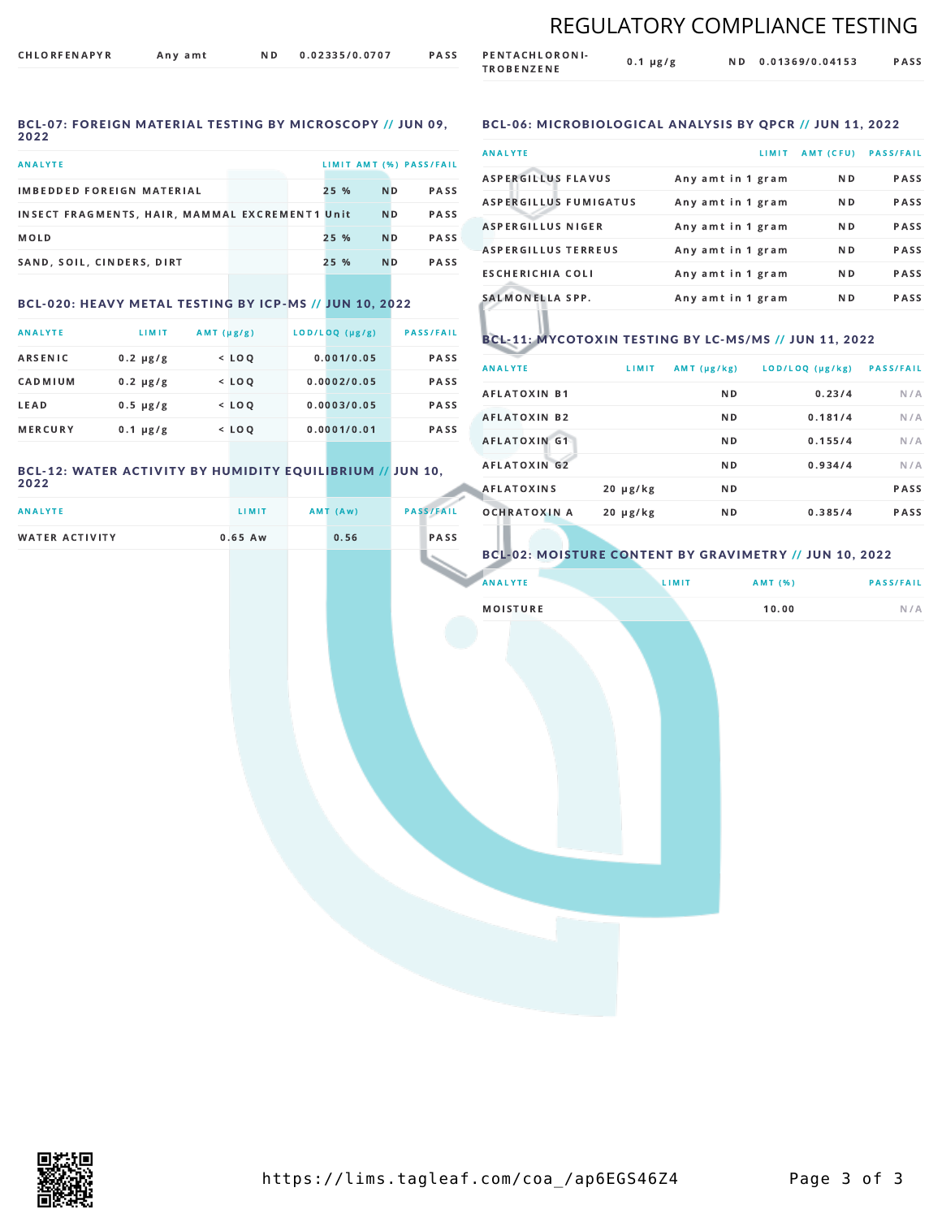# REGULATORY COMPLIANCE TESTING

| | | | | |
|---|---|---|---|---|
| CHLORFENAPYR | Any amt | ND | 0.02335/0.0707 | PASS |
| PENTACHLORONITROBENZENE | 0.1 µg/g | ND | 0.01369/0.04153 | PASS |

## BCL-07: FOREIGN MATERIAL TESTING BY MICROSCOPY // JUN 09, 2022

| ANALYTE | LIMIT | AMT (%) | PASS/FAIL |
|---|---|---|---|
| IMBEDDED FOREIGN MATERIAL | 25 % | ND | PASS |
| INSECT FRAGMENTS, HAIR, MAMMAL EXCREMENT | 1 Unit | ND | PASS |
| MOLD | 25 % | ND | PASS |
| SAND, SOIL, CINDERS, DIRT | 25 % | ND | PASS |

## BCL-020: HEAVY METAL TESTING BY ICP-MS // JUN 10, 2022

| ANALYTE | LIMIT | AMT (µg/g) | LOD/LOQ (µg/g) | PASS/FAIL |
|---|---|---|---|---|
| ARSENIC | 0.2 µg/g | < LOQ | 0.001/0.05 | PASS |
| CADMIUM | 0.2 µg/g | < LOQ | 0.0002/0.05 | PASS |
| LEAD | 0.5 µg/g | < LOQ | 0.0003/0.05 | PASS |
| MERCURY | 0.1 µg/g | < LOQ | 0.0001/0.01 | PASS |

## BCL-12: WATER ACTIVITY BY HUMIDITY EQUILIBRIUM // JUN 10, 2022

| ANALYTE | LIMIT | AMT (Aw) | PASS/FAIL |
|---|---|---|---|
| WATER ACTIVITY | 0.65 Aw | 0.56 | PASS |

## BCL-06: MICROBIOLOGICAL ANALYSIS BY QPCR // JUN 11, 2022

| ANALYTE | LIMIT | AMT (CFU) | PASS/FAIL |
|---|---|---|---|
| ASPERGILLUS FLAVUS | Any amt in 1 gram | ND | PASS |
| ASPERGILLUS FUMIGATUS | Any amt in 1 gram | ND | PASS |
| ASPERGILLUS NIGER | Any amt in 1 gram | ND | PASS |
| ASPERGILLUS TERREUS | Any amt in 1 gram | ND | PASS |
| ESCHERICHIA COLI | Any amt in 1 gram | ND | PASS |
| SALMONELLA SPP. | Any amt in 1 gram | ND | PASS |

## BCL-11: MYCOTOXIN TESTING BY LC-MS/MS // JUN 11, 2022

| ANALYTE | LIMIT | AMT (µg/kg) | LOD/LOQ (µg/kg) | PASS/FAIL |
|---|---|---|---|---|
| AFLATOXIN B1 | | ND | 0.23/4 | N/A |
| AFLATOXIN B2 | | ND | 0.181/4 | N/A |
| AFLATOXIN G1 | | ND | 0.155/4 | N/A |
| AFLATOXIN G2 | | ND | 0.934/4 | N/A |
| AFLATOXINS | 20 µg/kg | ND | | PASS |
| OCHRATOXIN A | 20 µg/kg | ND | 0.385/4 | PASS |

## BCL-02: MOISTURE CONTENT BY GRAVIMETRY // JUN 10, 2022

| ANALYTE | LIMIT | AMT (%) | PASS/FAIL |
|---|---|---|---|
| MOISTURE | | 10.00 | N/A |

https://lims.tagleaf.com/coa_/ap6EGS46Z4